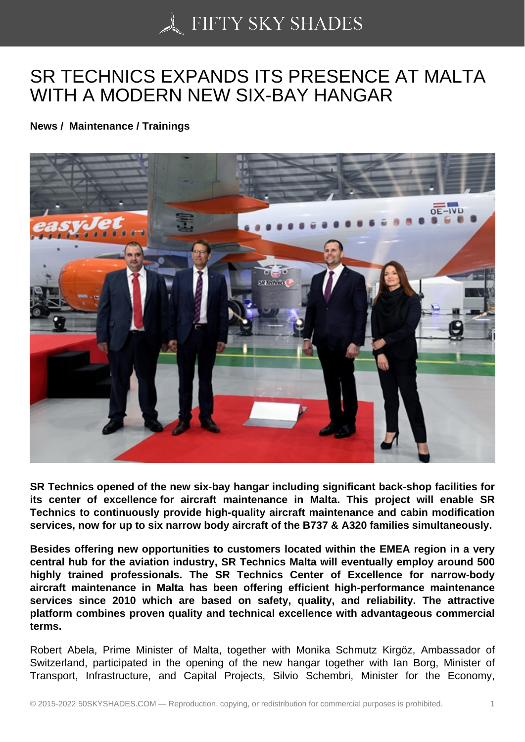# SR TECHNICS EXPANDS ITS PRESENCE AT MALTA WITH A MODERN NEW SIX-BAY HANGAR

**News / Maintenance / Trainings**

**SR Technics opened of the new six-bay hangar including significant back-shop facilities for its center of excellence for aircraft maintenance in Malta. This project will enable SR Technics to continuously provide high-quality aircraft maintenance and cabin modification services, now for up to six narrow body aircraft of the B737 & A320 families simultaneously.**

**Besides offering new opportunities to customers located within the EMEA region in a very central hub for the aviation industry, SR Technics Malta will eventually employ around 500 highly trained professionals. The SR Technics Center of Excellence for narrow-body aircraft maintenance in Malta has been offering efficient high-performance maintenance services since 2010 which are based on safety, quality, and reliability. The attractive platform combines proven quality and technical excellence with advantageous commercial terms.**

Robert Abela, Prime Minister of Malta, together with Monika Schmutz Kirgöz, Ambassador of Switzerland, participated in the opening of the new hangar together with Ian Borg, Minister of Transport, Infrastructure, and Capital Projects, Silvio Schembri, Minister for the Economy,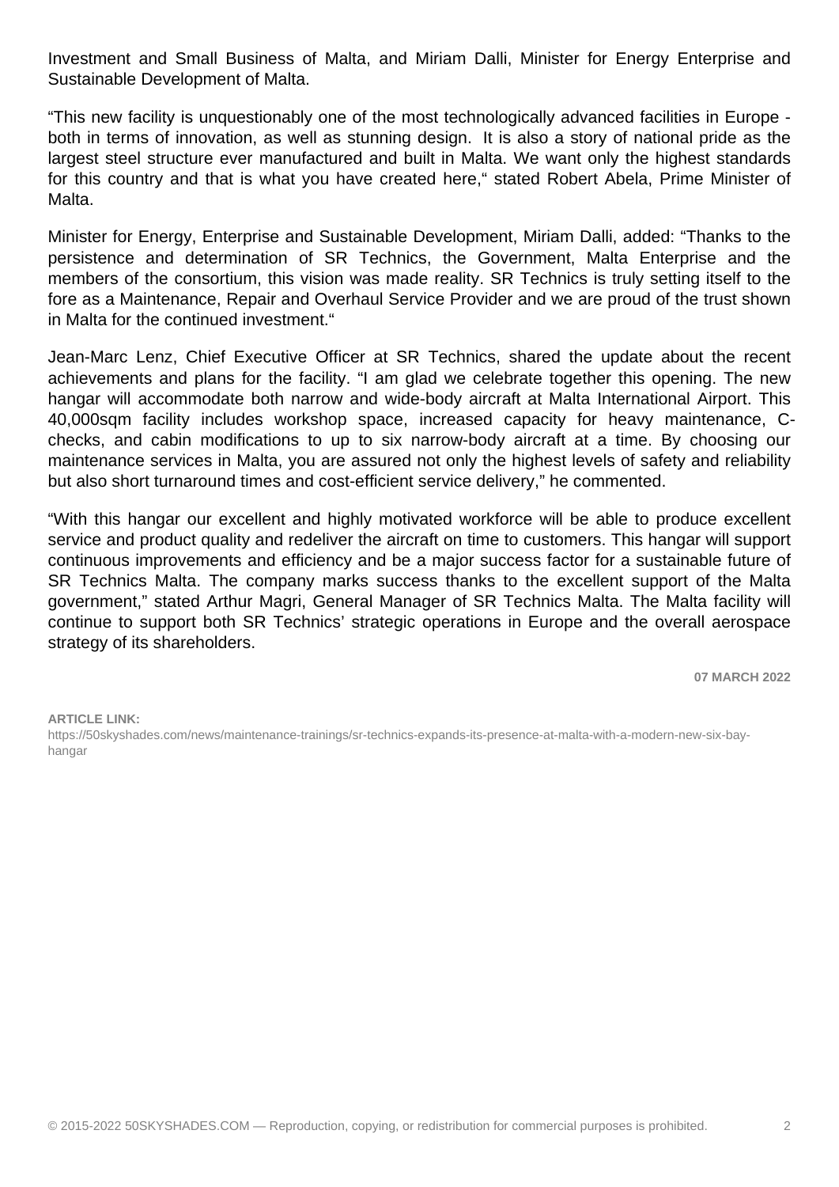Investment and Small Business of Malta, and Miriam Dalli, Minister for Energy Enterprise and Sustainable Development of Malta.

“This new facility is unquestionably one of the most technologically advanced facilities in Europe - both in terms of innovation, as well as stunning design.  It is also a story of national pride as the largest steel structure ever manufactured and built in Malta. We want only the highest standards for this country and that is what you have created here,“ stated Robert Abela, Prime Minister of Malta.

Minister for Energy, Enterprise and Sustainable Development, Miriam Dalli, added: “Thanks to the persistence and determination of SR Technics, the Government, Malta Enterprise and the members of the consortium, this vision was made reality. SR Technics is truly setting itself to the fore as a Maintenance, Repair and Overhaul Service Provider and we are proud of the trust shown in Malta for the continued investment.“

Jean-Marc Lenz, Chief Executive Officer at SR Technics, shared the update about the recent achievements and plans for the facility. “I am glad we celebrate together this opening. The new hangar will accommodate both narrow and wide-body aircraft at Malta International Airport. This 40,000sqm facility includes workshop space, increased capacity for heavy maintenance, C-checks, and cabin modifications to up to six narrow-body aircraft at a time. By choosing our maintenance services in Malta, you are assured not only the highest levels of safety and reliability but also short turnaround times and cost-efficient service delivery,” he commented.

“With this hangar our excellent and highly motivated workforce will be able to produce excellent service and product quality and redeliver the aircraft on time to customers. This hangar will support continuous improvements and efficiency and be a major success factor for a sustainable future of SR Technics Malta. The company marks success thanks to the excellent support of the Malta government,” stated Arthur Magri, General Manager of SR Technics Malta. The Malta facility will continue to support both SR Technics’ strategic operations in Europe and the overall aerospace strategy of its shareholders.

**07 MARCH 2022**

**ARTICLE LINK:**
https://50skyshades.com/news/maintenance-trainings/sr-technics-expands-its-presence-at-malta-with-a-modern-new-six-bay-hangar